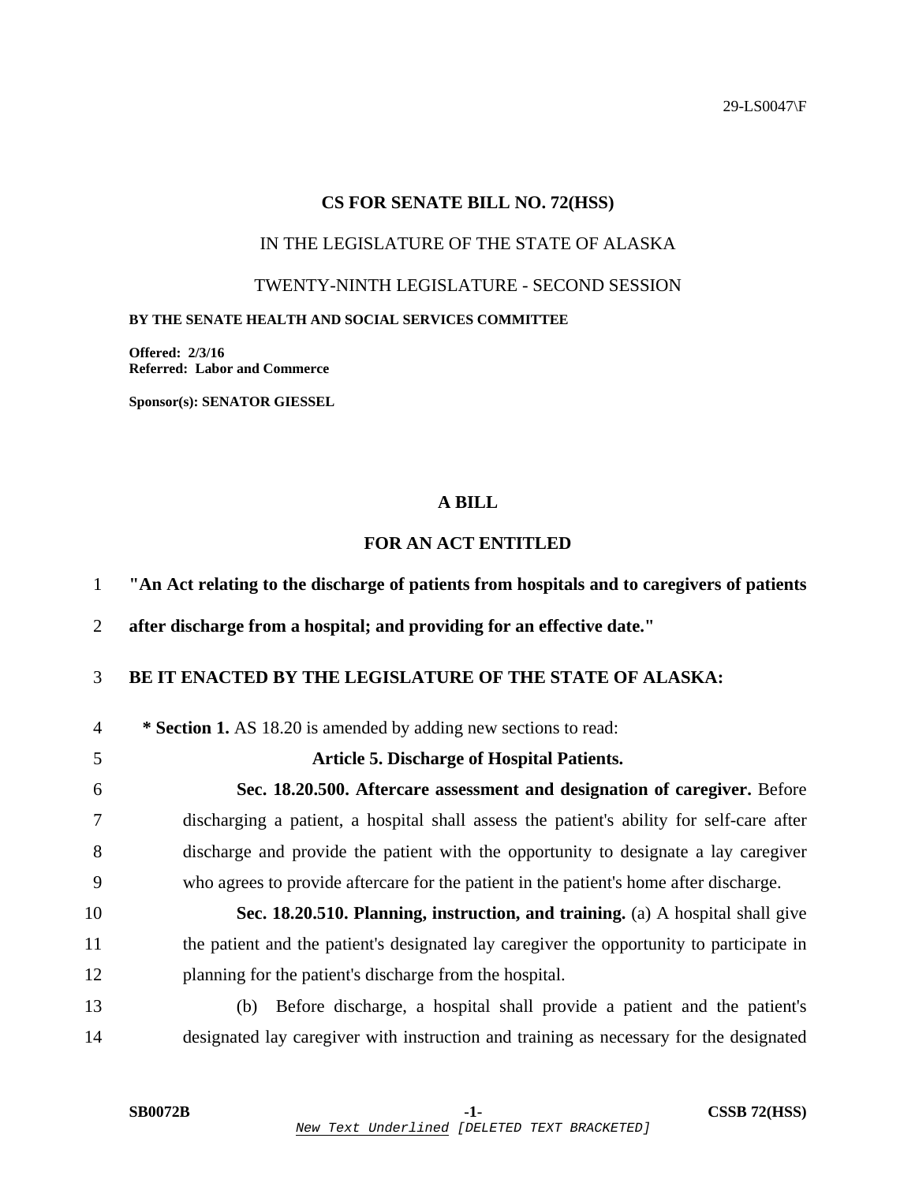29-LS0047\F

**CS FOR SENATE BILL NO. 72(HSS)**

IN THE LEGISLATURE OF THE STATE OF ALASKA

TWENTY-NINTH LEGISLATURE - SECOND SESSION

**BY THE SENATE HEALTH AND SOCIAL SERVICES COMMITTEE**

**Offered: 2/3/16**
**Referred: Labor and Commerce**

**Sponsor(s): SENATOR GIESSEL**

**A BILL**

**FOR AN ACT ENTITLED**

1 **"An Act relating to the discharge of patients from hospitals and to caregivers of patients**
2 **after discharge from a hospital; and providing for an effective date."**

3 **BE IT ENACTED BY THE LEGISLATURE OF THE STATE OF ALASKA:**

4 **\* Section 1.** AS 18.20 is amended by adding new sections to read:

5 **Article 5. Discharge of Hospital Patients.**

6 **Sec. 18.20.500. Aftercare assessment and designation of caregiver.** Before
7 discharging a patient, a hospital shall assess the patient's ability for self-care after
8 discharge and provide the patient with the opportunity to designate a lay caregiver
9 who agrees to provide aftercare for the patient in the patient's home after discharge.

10 **Sec. 18.20.510. Planning, instruction, and training.** (a) A hospital shall give
11 the patient and the patient's designated lay caregiver the opportunity to participate in
12 planning for the patient's discharge from the hospital.

13 (b) Before discharge, a hospital shall provide a patient and the patient's
14 designated lay caregiver with instruction and training as necessary for the designated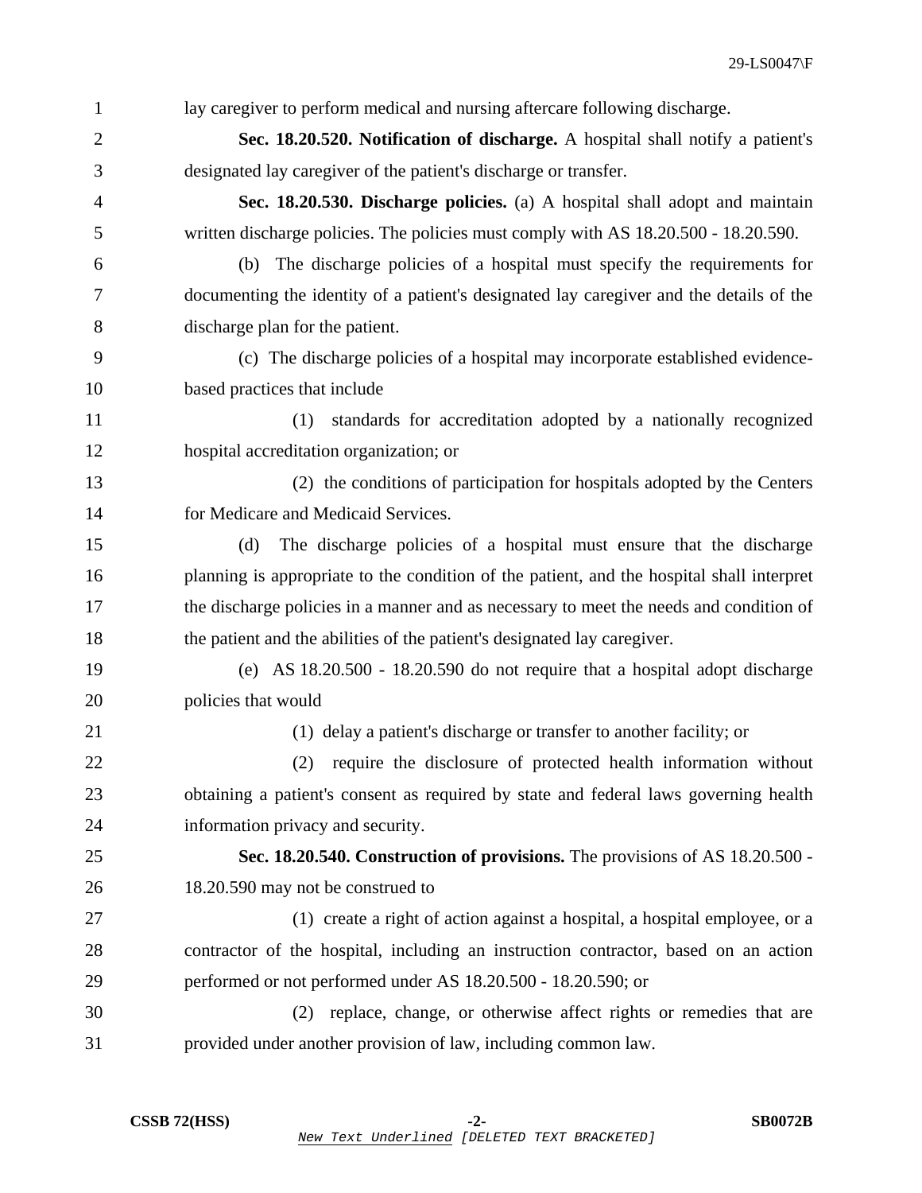lay caregiver to perform medical and nursing aftercare following discharge.

**Sec. 18.20.520. Notification of discharge.** A hospital shall notify a patient's designated lay caregiver of the patient's discharge or transfer.

**Sec. 18.20.530. Discharge policies.** (a) A hospital shall adopt and maintain written discharge policies. The policies must comply with AS 18.20.500 - 18.20.590.

(b) The discharge policies of a hospital must specify the requirements for documenting the identity of a patient's designated lay caregiver and the details of the discharge plan for the patient.

(c) The discharge policies of a hospital may incorporate established evidence-based practices that include

(1) standards for accreditation adopted by a nationally recognized hospital accreditation organization; or

(2) the conditions of participation for hospitals adopted by the Centers for Medicare and Medicaid Services.

(d) The discharge policies of a hospital must ensure that the discharge planning is appropriate to the condition of the patient, and the hospital shall interpret the discharge policies in a manner and as necessary to meet the needs and condition of the patient and the abilities of the patient's designated lay caregiver.

(e) AS 18.20.500 - 18.20.590 do not require that a hospital adopt discharge policies that would

(1) delay a patient's discharge or transfer to another facility; or

(2) require the disclosure of protected health information without obtaining a patient's consent as required by state and federal laws governing health information privacy and security.

**Sec. 18.20.540. Construction of provisions.** The provisions of AS 18.20.500 - 18.20.590 may not be construed to

(1) create a right of action against a hospital, a hospital employee, or a contractor of the hospital, including an instruction contractor, based on an action performed or not performed under AS 18.20.500 - 18.20.590; or

(2) replace, change, or otherwise affect rights or remedies that are provided under another provision of law, including common law.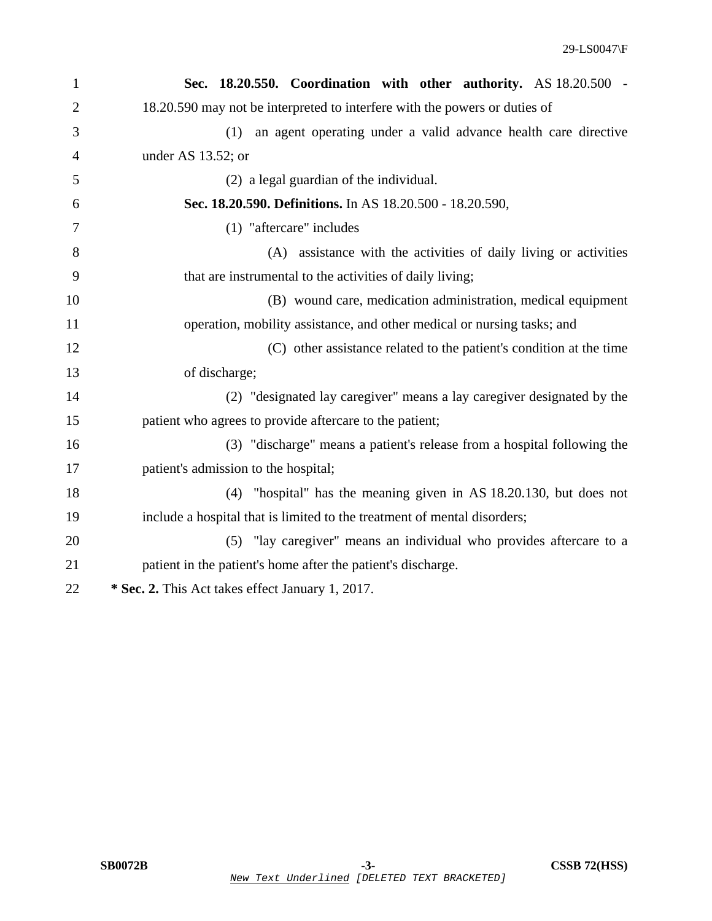**Sec. 18.20.550. Coordination with other authority.** AS 18.20.500 - 18.20.590 may not be interpreted to interfere with the powers or duties of

(1) an agent operating under a valid advance health care directive under AS 13.52; or

(2) a legal guardian of the individual.

**Sec. 18.20.590. Definitions.** In AS 18.20.500 - 18.20.590,

(1) "aftercare" includes

(A) assistance with the activities of daily living or activities that are instrumental to the activities of daily living;

(B) wound care, medication administration, medical equipment operation, mobility assistance, and other medical or nursing tasks; and

(C) other assistance related to the patient's condition at the time of discharge;

(2) "designated lay caregiver" means a lay caregiver designated by the patient who agrees to provide aftercare to the patient;

(3) "discharge" means a patient's release from a hospital following the patient's admission to the hospital;

(4) "hospital" has the meaning given in AS 18.20.130, but does not include a hospital that is limited to the treatment of mental disorders;

(5) "lay caregiver" means an individual who provides aftercare to a patient in the patient's home after the patient's discharge.

**\* Sec. 2.** This Act takes effect January 1, 2017.